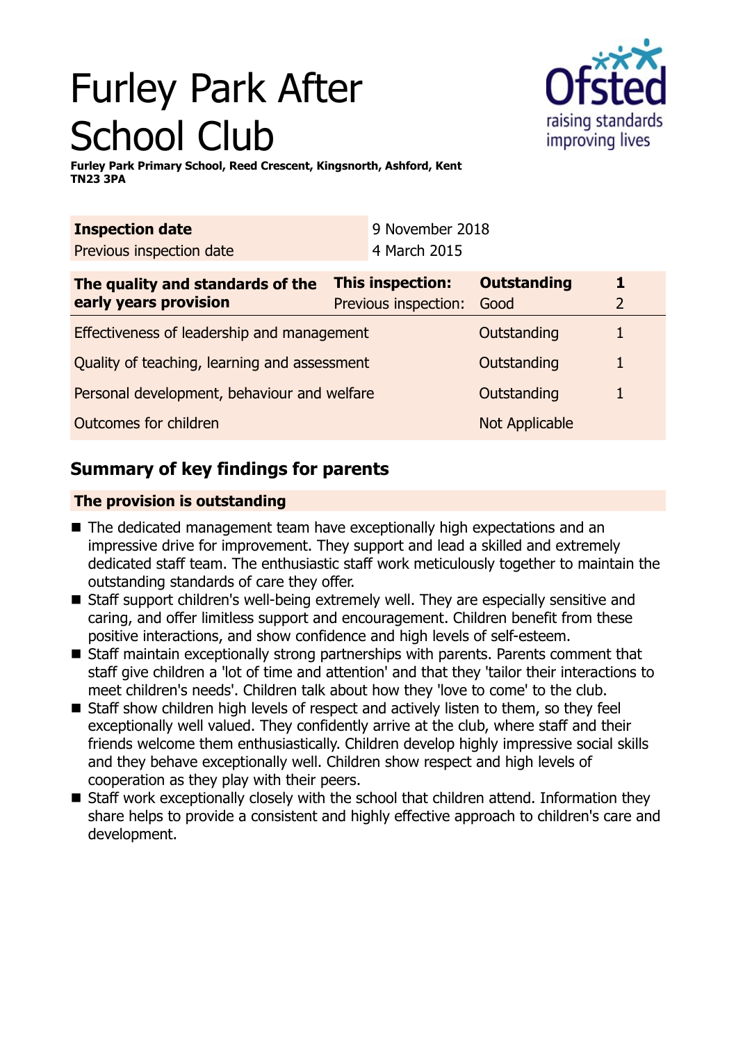# Furley Park After School Club

**Furley Park Primary School, Reed Crescent, Kingsnorth, Ashford, Kent TN23 3PA**

| **Inspection date** | 9 November 2018 |
|---|---|
| Previous inspection date | 4 March 2015 |

| **The quality and standards of the early years provision** | **This inspection:** | **Outstanding** | **1** |
|---|---|---|---|
| | Previous inspection: | Good | 2 |
| Effectiveness of leadership and management | | Outstanding | 1 |
| Quality of teaching, learning and assessment | | Outstanding | 1 |
| Personal development, behaviour and welfare | | Outstanding | 1 |
| Outcomes for children | | Not Applicable | |

## Summary of key findings for parents

**The provision is outstanding**

- The dedicated management team have exceptionally high expectations and an impressive drive for improvement. They support and lead a skilled and extremely dedicated staff team. The enthusiastic staff work meticulously together to maintain the outstanding standards of care they offer.
- Staff support children's well-being extremely well. They are especially sensitive and caring, and offer limitless support and encouragement. Children benefit from these positive interactions, and show confidence and high levels of self-esteem.
- Staff maintain exceptionally strong partnerships with parents. Parents comment that staff give children a 'lot of time and attention' and that they 'tailor their interactions to meet children's needs'. Children talk about how they 'love to come' to the club.
- Staff show children high levels of respect and actively listen to them, so they feel exceptionally well valued. They confidently arrive at the club, where staff and their friends welcome them enthusiastically. Children develop highly impressive social skills and they behave exceptionally well. Children show respect and high levels of cooperation as they play with their peers.
- Staff work exceptionally closely with the school that children attend. Information they share helps to provide a consistent and highly effective approach to children's care and development.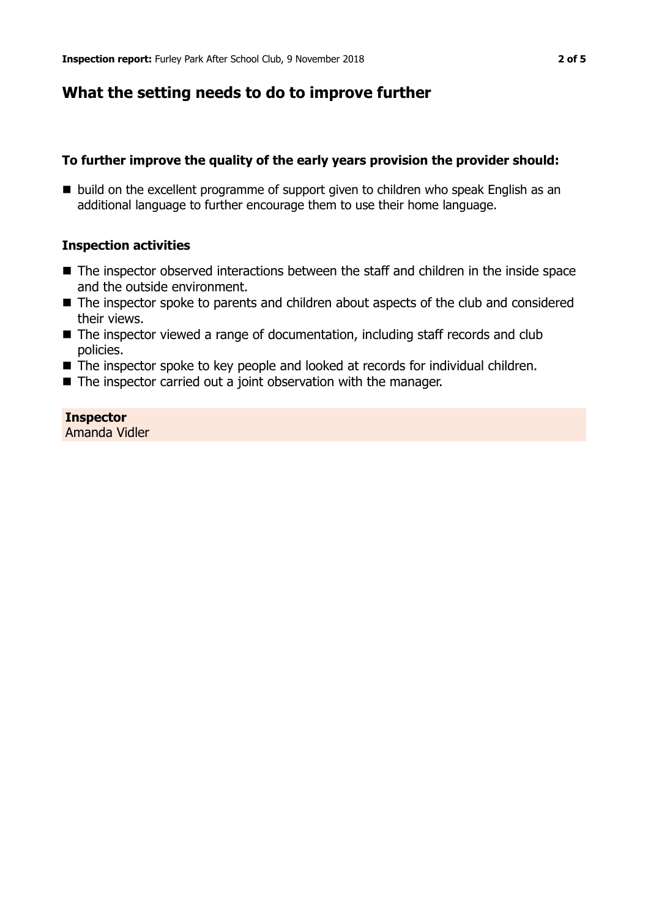## What the setting needs to do to improve further

### To further improve the quality of the early years provision the provider should:

- build on the excellent programme of support given to children who speak English as an additional language to further encourage them to use their home language.

### Inspection activities

- The inspector observed interactions between the staff and children in the inside space and the outside environment.
- The inspector spoke to parents and children about aspects of the club and considered their views.
- The inspector viewed a range of documentation, including staff records and club policies.
- The inspector spoke to key people and looked at records for individual children.
- The inspector carried out a joint observation with the manager.

**Inspector**
Amanda Vidler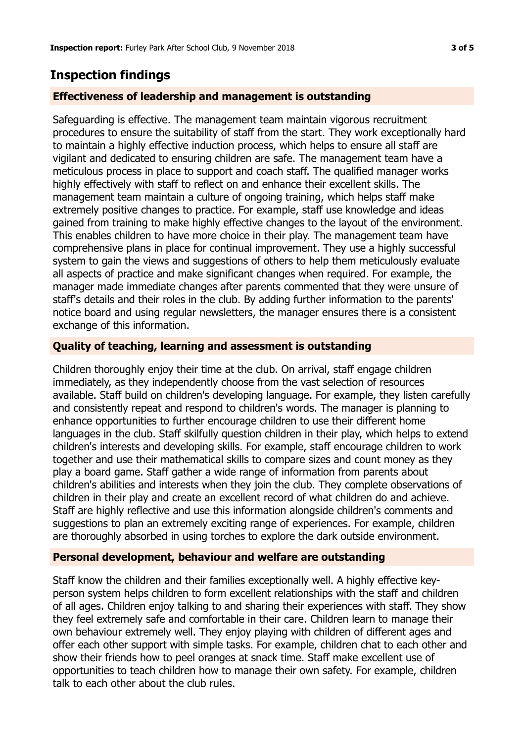## Inspection findings

### Effectiveness of leadership and management is outstanding

Safeguarding is effective. The management team maintain vigorous recruitment procedures to ensure the suitability of staff from the start. They work exceptionally hard to maintain a highly effective induction process, which helps to ensure all staff are vigilant and dedicated to ensuring children are safe. The management team have a meticulous process in place to support and coach staff. The qualified manager works highly effectively with staff to reflect on and enhance their excellent skills. The management team maintain a culture of ongoing training, which helps staff make extremely positive changes to practice. For example, staff use knowledge and ideas gained from training to make highly effective changes to the layout of the environment. This enables children to have more choice in their play. The management team have comprehensive plans in place for continual improvement. They use a highly successful system to gain the views and suggestions of others to help them meticulously evaluate all aspects of practice and make significant changes when required. For example, the manager made immediate changes after parents commented that they were unsure of staff's details and their roles in the club. By adding further information to the parents' notice board and using regular newsletters, the manager ensures there is a consistent exchange of this information.

### Quality of teaching, learning and assessment is outstanding

Children thoroughly enjoy their time at the club. On arrival, staff engage children immediately, as they independently choose from the vast selection of resources available. Staff build on children's developing language. For example, they listen carefully and consistently repeat and respond to children's words. The manager is planning to enhance opportunities to further encourage children to use their different home languages in the club. Staff skilfully question children in their play, which helps to extend children's interests and developing skills. For example, staff encourage children to work together and use their mathematical skills to compare sizes and count money as they play a board game. Staff gather a wide range of information from parents about children's abilities and interests when they join the club. They complete observations of children in their play and create an excellent record of what children do and achieve. Staff are highly reflective and use this information alongside children's comments and suggestions to plan an extremely exciting range of experiences. For example, children are thoroughly absorbed in using torches to explore the dark outside environment.

### Personal development, behaviour and welfare are outstanding

Staff know the children and their families exceptionally well. A highly effective key-person system helps children to form excellent relationships with the staff and children of all ages. Children enjoy talking to and sharing their experiences with staff. They show they feel extremely safe and comfortable in their care. Children learn to manage their own behaviour extremely well. They enjoy playing with children of different ages and offer each other support with simple tasks. For example, children chat to each other and show their friends how to peel oranges at snack time. Staff make excellent use of opportunities to teach children how to manage their own safety. For example, children talk to each other about the club rules.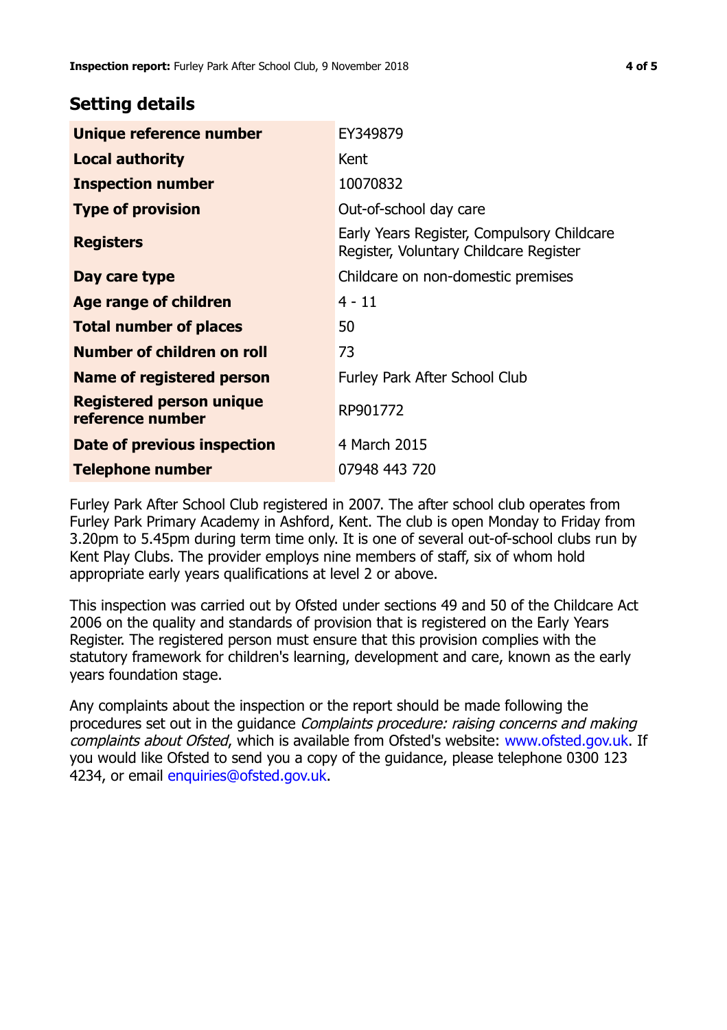## Setting details

| | |
|---|---|
| **Unique reference number** | EY349879 |
| **Local authority** | Kent |
| **Inspection number** | 10070832 |
| **Type of provision** | Out-of-school day care |
| **Registers** | Early Years Register, Compulsory Childcare Register, Voluntary Childcare Register |
| **Day care type** | Childcare on non-domestic premises |
| **Age range of children** | 4 - 11 |
| **Total number of places** | 50 |
| **Number of children on roll** | 73 |
| **Name of registered person** | Furley Park After School Club |
| **Registered person unique reference number** | RP901772 |
| **Date of previous inspection** | 4 March 2015 |
| **Telephone number** | 07948 443 720 |

Furley Park After School Club registered in 2007. The after school club operates from Furley Park Primary Academy in Ashford, Kent. The club is open Monday to Friday from 3.20pm to 5.45pm during term time only. It is one of several out-of-school clubs run by Kent Play Clubs. The provider employs nine members of staff, six of whom hold appropriate early years qualifications at level 2 or above.

This inspection was carried out by Ofsted under sections 49 and 50 of the Childcare Act 2006 on the quality and standards of provision that is registered on the Early Years Register. The registered person must ensure that this provision complies with the statutory framework for children's learning, development and care, known as the early years foundation stage.

Any complaints about the inspection or the report should be made following the procedures set out in the guidance *Complaints procedure: raising concerns and making complaints about Ofsted*, which is available from Ofsted's website: www.ofsted.gov.uk. If you would like Ofsted to send you a copy of the guidance, please telephone 0300 123 4234, or email enquiries@ofsted.gov.uk.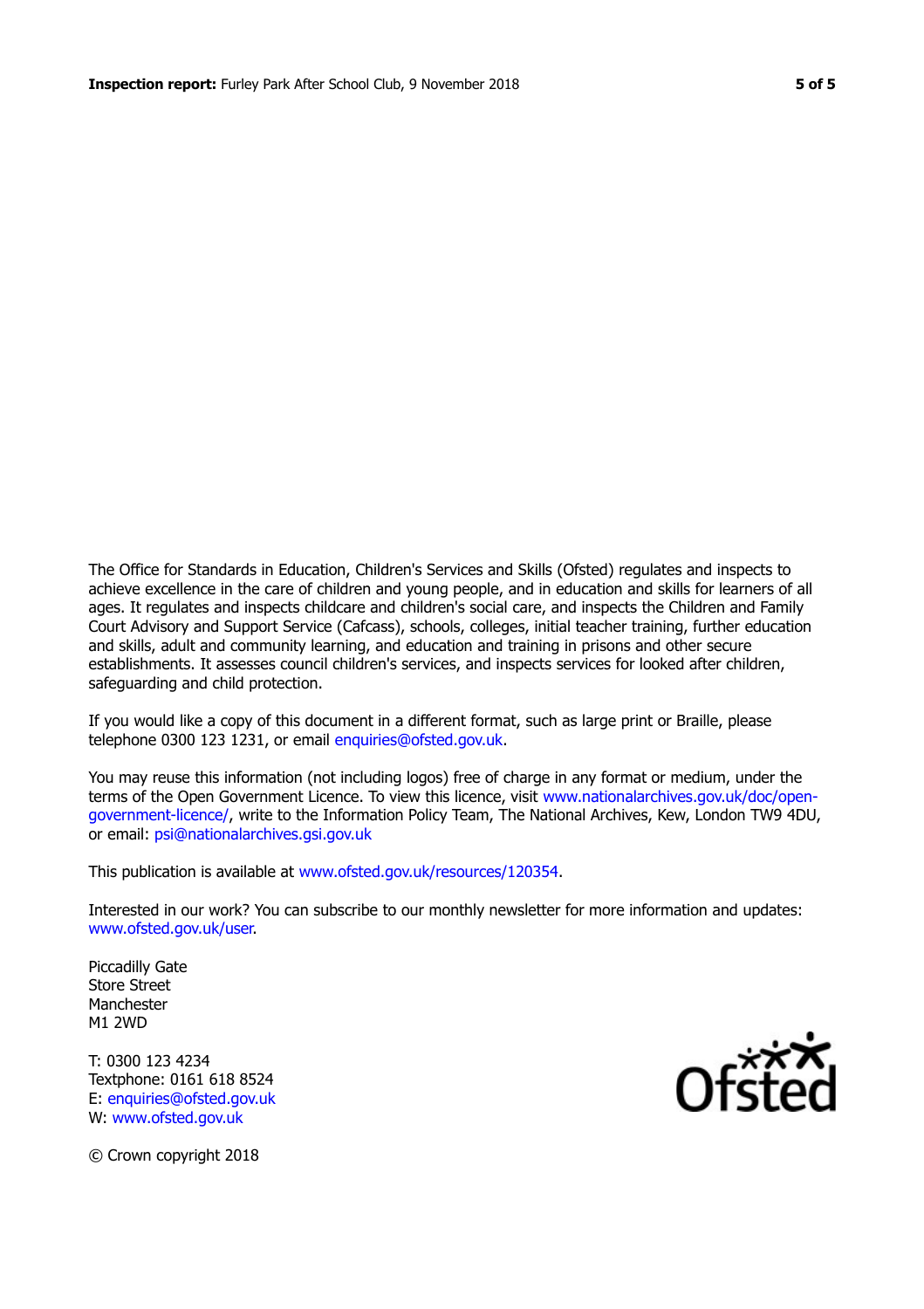The Office for Standards in Education, Children's Services and Skills (Ofsted) regulates and inspects to achieve excellence in the care of children and young people, and in education and skills for learners of all ages. It regulates and inspects childcare and children's social care, and inspects the Children and Family Court Advisory and Support Service (Cafcass), schools, colleges, initial teacher training, further education and skills, adult and community learning, and education and training in prisons and other secure establishments. It assesses council children's services, and inspects services for looked after children, safeguarding and child protection.

If you would like a copy of this document in a different format, such as large print or Braille, please telephone 0300 123 1231, or email enquiries@ofsted.gov.uk.

You may reuse this information (not including logos) free of charge in any format or medium, under the terms of the Open Government Licence. To view this licence, visit www.nationalarchives.gov.uk/doc/open-government-licence/, write to the Information Policy Team, The National Archives, Kew, London TW9 4DU, or email: psi@nationalarchives.gsi.gov.uk

This publication is available at www.ofsted.gov.uk/resources/120354.

Interested in our work? You can subscribe to our monthly newsletter for more information and updates: www.ofsted.gov.uk/user.

Piccadilly Gate
Store Street
Manchester
M1 2WD

T: 0300 123 4234
Textphone: 0161 618 8524
E: enquiries@ofsted.gov.uk
W: www.ofsted.gov.uk

© Crown copyright 2018